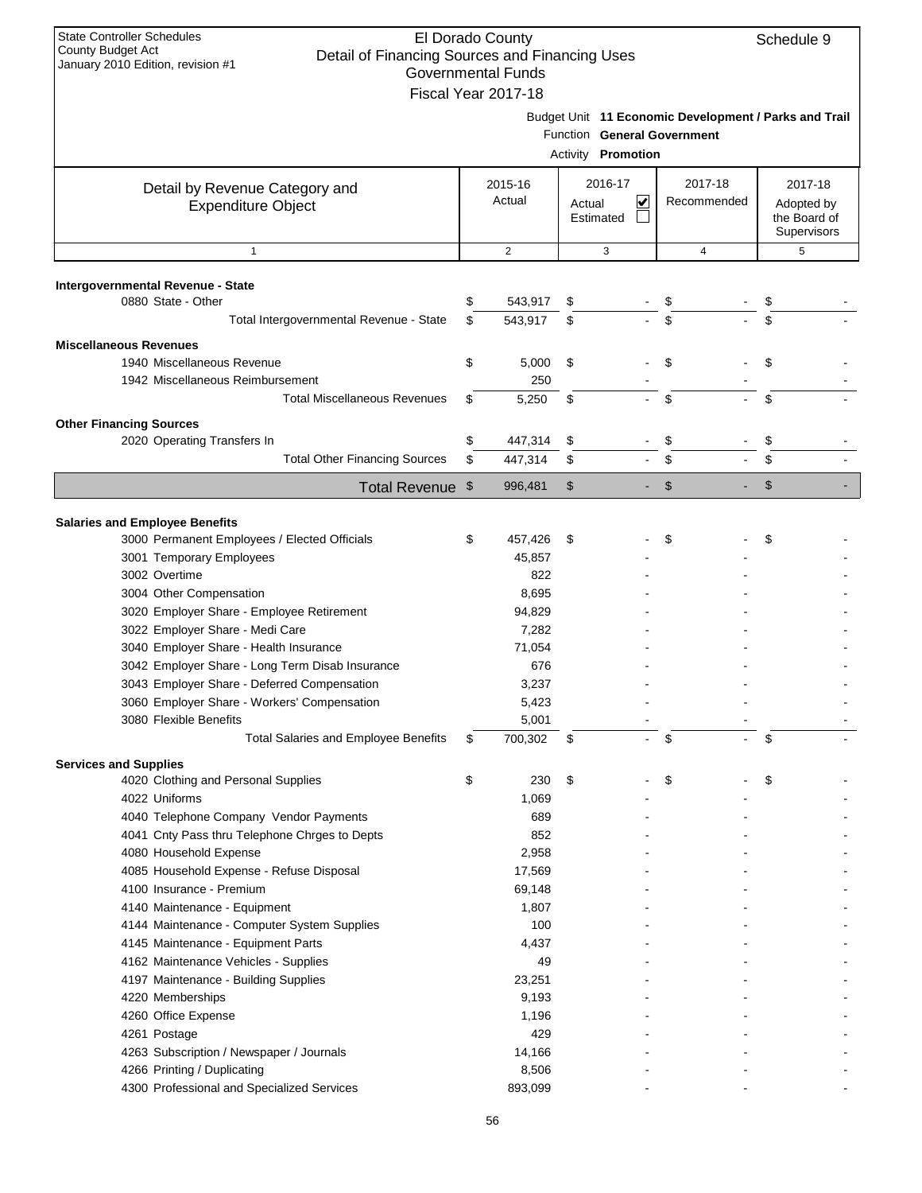State Controller Schedules
County Budget Act
January 2010 Edition, revision #1

# El Dorado County
## Detail of Financing Sources and Financing Uses
### Governmental Funds
### Fiscal Year 2017-18

Schedule 9

Budget Unit **11 Economic Development / Parks and Trail**
Function **General Government**
Activity **Promotion**

| Detail by Revenue Category and Expenditure Object | 2015-16 Actual | 2016-17 Actual ☑ Estimated ☐ | 2017-18 Recommended | 2017-18 Adopted by the Board of Supervisors |
|---|---|---|---|---|
| 1 | 2 | 3 | 4 | 5 |
| **Intergovernmental Revenue - State** | | | | |
| 0880 State - Other | $ 543,917 | $ - | $ - | $ - |
| Total Intergovernmental Revenue - State | $ 543,917 | $ - | $ - | $ - |
| **Miscellaneous Revenues** | | | | |
| 1940 Miscellaneous Revenue | $ 5,000 | $ - | $ - | $ - |
| 1942 Miscellaneous Reimbursement | 250 | - | - | - |
| Total Miscellaneous Revenues | $ 5,250 | $ - | $ - | $ - |
| **Other Financing Sources** | | | | |
| 2020 Operating Transfers In | $ 447,314 | $ - | $ - | $ - |
| Total Other Financing Sources | $ 447,314 | $ - | $ - | $ - |
| **Total Revenue** | $ 996,481 | $ - | $ - | $ - |
| **Salaries and Employee Benefits** | | | | |
| 3000 Permanent Employees / Elected Officials | $ 457,426 | $ - | $ - | $ - |
| 3001 Temporary Employees | 45,857 | - | - | - |
| 3002 Overtime | 822 | - | - | - |
| 3004 Other Compensation | 8,695 | - | - | - |
| 3020 Employer Share - Employee Retirement | 94,829 | - | - | - |
| 3022 Employer Share - Medi Care | 7,282 | - | - | - |
| 3040 Employer Share - Health Insurance | 71,054 | - | - | - |
| 3042 Employer Share - Long Term Disab Insurance | 676 | - | - | - |
| 3043 Employer Share - Deferred Compensation | 3,237 | - | - | - |
| 3060 Employer Share - Workers' Compensation | 5,423 | - | - | - |
| 3080 Flexible Benefits | 5,001 | - | - | - |
| Total Salaries and Employee Benefits | $ 700,302 | $ - | $ - | $ - |
| **Services and Supplies** | | | | |
| 4020 Clothing and Personal Supplies | $ 230 | $ - | $ - | $ - |
| 4022 Uniforms | 1,069 | - | - | - |
| 4040 Telephone Company Vendor Payments | 689 | - | - | - |
| 4041 Cnty Pass thru Telephone Chrges to Depts | 852 | - | - | - |
| 4080 Household Expense | 2,958 | - | - | - |
| 4085 Household Expense - Refuse Disposal | 17,569 | - | - | - |
| 4100 Insurance - Premium | 69,148 | - | - | - |
| 4140 Maintenance - Equipment | 1,807 | - | - | - |
| 4144 Maintenance - Computer System Supplies | 100 | - | - | - |
| 4145 Maintenance - Equipment Parts | 4,437 | - | - | - |
| 4162 Maintenance Vehicles - Supplies | 49 | - | - | - |
| 4197 Maintenance - Building Supplies | 23,251 | - | - | - |
| 4220 Memberships | 9,193 | - | - | - |
| 4260 Office Expense | 1,196 | - | - | - |
| 4261 Postage | 429 | - | - | - |
| 4263 Subscription / Newspaper / Journals | 14,166 | - | - | - |
| 4266 Printing / Duplicating | 8,506 | - | - | - |
| 4300 Professional and Specialized Services | 893,099 | - | - | - |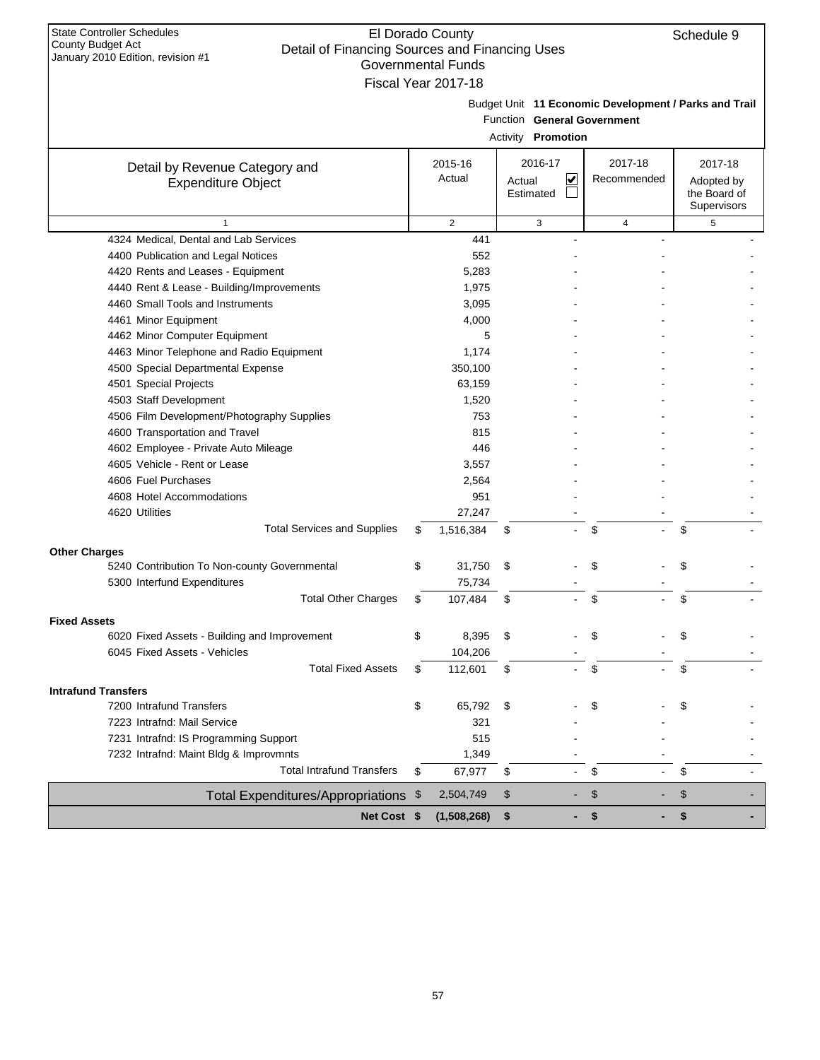State Controller Schedules
County Budget Act
January 2010 Edition, revision #1

# El Dorado County
## Detail of Financing Sources and Financing Uses
### Governmental Funds
### Fiscal Year 2017-18

Schedule 9

Budget Unit **11 Economic Development / Parks and Trail**
Function **General Government**
Activity **Promotion**

| Detail by Revenue Category and Expenditure Object | 2015-16 Actual | 2016-17 Actual ☑ Estimated ☐ | 2017-18 Recommended | 2017-18 Adopted by the Board of Supervisors |
|---|---|---|---|---|
| 1 | 2 | 3 | 4 | 5 |
| 4324 Medical, Dental and Lab Services | 441 | - | - | - |
| 4400 Publication and Legal Notices | 552 | - | - | - |
| 4420 Rents and Leases - Equipment | 5,283 | - | - | - |
| 4440 Rent & Lease - Building/Improvements | 1,975 | - | - | - |
| 4460 Small Tools and Instruments | 3,095 | - | - | - |
| 4461 Minor Equipment | 4,000 | - | - | - |
| 4462 Minor Computer Equipment | 5 | - | - | - |
| 4463 Minor Telephone and Radio Equipment | 1,174 | - | - | - |
| 4500 Special Departmental Expense | 350,100 | - | - | - |
| 4501 Special Projects | 63,159 | - | - | - |
| 4503 Staff Development | 1,520 | - | - | - |
| 4506 Film Development/Photography Supplies | 753 | - | - | - |
| 4600 Transportation and Travel | 815 | - | - | - |
| 4602 Employee - Private Auto Mileage | 446 | - | - | - |
| 4605 Vehicle - Rent or Lease | 3,557 | - | - | - |
| 4606 Fuel Purchases | 2,564 | - | - | - |
| 4608 Hotel Accommodations | 951 | - | - | - |
| 4620 Utilities | 27,247 | - | - | - |
| Total Services and Supplies | $ 1,516,384 | $ - | $ - | $ - |
| **Other Charges** | | | | |
| 5240 Contribution To Non-county Governmental | $ 31,750 | $ - | $ - | $ - |
| 5300 Interfund Expenditures | 75,734 | - | - | - |
| Total Other Charges | $ 107,484 | $ - | $ - | $ - |
| **Fixed Assets** | | | | |
| 6020 Fixed Assets - Building and Improvement | $ 8,395 | $ - | $ - | $ - |
| 6045 Fixed Assets - Vehicles | 104,206 | - | - | - |
| Total Fixed Assets | $ 112,601 | $ - | $ - | $ - |
| **Intrafund Transfers** | | | | |
| 7200 Intrafund Transfers | $ 65,792 | $ - | $ - | $ - |
| 7223 Intrafnd: Mail Service | 321 | - | - | - |
| 7231 Intrafnd: IS Programming Support | 515 | - | - | - |
| 7232 Intrafnd: Maint Bldg & Improvmnts | 1,349 | - | - | - |
| Total Intrafund Transfers | $ 67,977 | $ - | $ - | $ - |
| Total Expenditures/Appropriations | $ 2,504,749 | $ - | $ - | $ - |
| **Net Cost** | **$ (1,508,268)** | **$ -** | **$ -** | **$ -** |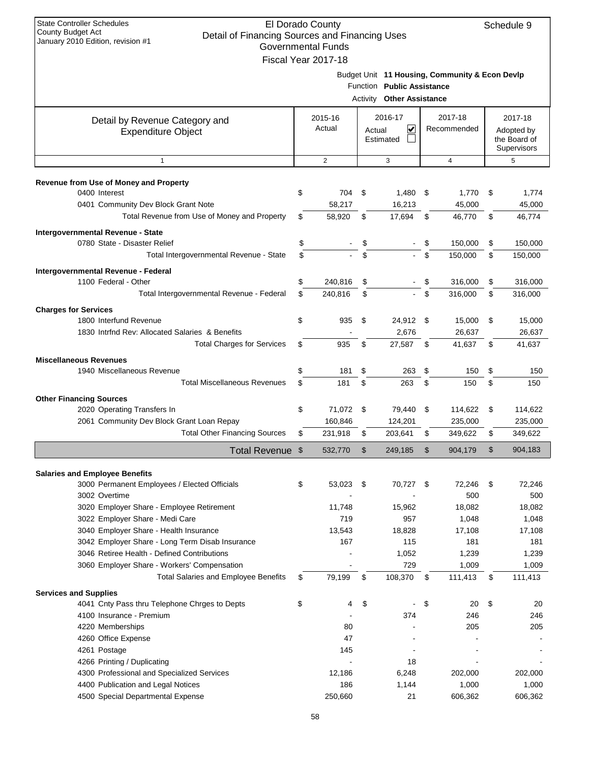State Controller Schedules
County Budget Act
January 2010 Edition, revision #1

# El Dorado County
## Detail of Financing Sources and Financing Uses
### Governmental Funds
### Fiscal Year 2017-18

Schedule 9

Budget Unit **11 Housing, Community & Econ Devlp**
Function **Public Assistance**
Activity **Other Assistance**

| Detail by Revenue Category and Expenditure Object | 2015-16 Actual | 2016-17 Actual ☑ Estimated ☐ | 2017-18 Recommended | 2017-18 Adopted by the Board of Supervisors |
|---|---|---|---|---|
| 1 | 2 | 3 | 4 | 5 |
| **Revenue from Use of Money and Property** | | | | |
| 0400 Interest | $ 704 | $ 1,480 | $ 1,770 | $ 1,774 |
| 0401 Community Dev Block Grant Note | 58,217 | 16,213 | 45,000 | 45,000 |
| Total Revenue from Use of Money and Property | $ 58,920 | $ 17,694 | $ 46,770 | $ 46,774 |
| **Intergovernmental Revenue - State** | | | | |
| 0780 State - Disaster Relief | $ - | $ - | $ 150,000 | $ 150,000 |
| Total Intergovernmental Revenue - State | $ - | $ - | $ 150,000 | $ 150,000 |
| **Intergovernmental Revenue - Federal** | | | | |
| 1100 Federal - Other | $ 240,816 | $ - | $ 316,000 | $ 316,000 |
| Total Intergovernmental Revenue - Federal | $ 240,816 | $ - | $ 316,000 | $ 316,000 |
| **Charges for Services** | | | | |
| 1800 Interfund Revenue | $ 935 | $ 24,912 | $ 15,000 | $ 15,000 |
| 1830 Intrfnd Rev: Allocated Salaries & Benefits | - | 2,676 | 26,637 | 26,637 |
| Total Charges for Services | $ 935 | $ 27,587 | $ 41,637 | $ 41,637 |
| **Miscellaneous Revenues** | | | | |
| 1940 Miscellaneous Revenue | $ 181 | $ 263 | $ 150 | $ 150 |
| Total Miscellaneous Revenues | $ 181 | $ 263 | $ 150 | $ 150 |
| **Other Financing Sources** | | | | |
| 2020 Operating Transfers In | $ 71,072 | $ 79,440 | $ 114,622 | $ 114,622 |
| 2061 Community Dev Block Grant Loan Repay | 160,846 | 124,201 | 235,000 | 235,000 |
| Total Other Financing Sources | $ 231,918 | $ 203,641 | $ 349,622 | $ 349,622 |
| **Total Revenue** | $ 532,770 | $ 249,185 | $ 904,179 | $ 904,183 |
| **Salaries and Employee Benefits** | | | | |
| 3000 Permanent Employees / Elected Officials | $ 53,023 | $ 70,727 | $ 72,246 | $ 72,246 |
| 3002 Overtime | - | - | 500 | 500 |
| 3020 Employer Share - Employee Retirement | 11,748 | 15,962 | 18,082 | 18,082 |
| 3022 Employer Share - Medi Care | 719 | 957 | 1,048 | 1,048 |
| 3040 Employer Share - Health Insurance | 13,543 | 18,828 | 17,108 | 17,108 |
| 3042 Employer Share - Long Term Disab Insurance | 167 | 115 | 181 | 181 |
| 3046 Retiree Health - Defined Contributions | - | 1,052 | 1,239 | 1,239 |
| 3060 Employer Share - Workers' Compensation | - | 729 | 1,009 | 1,009 |
| Total Salaries and Employee Benefits | $ 79,199 | $ 108,370 | $ 111,413 | $ 111,413 |
| **Services and Supplies** | | | | |
| 4041 Cnty Pass thru Telephone Chrges to Depts | $ 4 | $ - | $ 20 | $ 20 |
| 4100 Insurance - Premium | - | 374 | 246 | 246 |
| 4220 Memberships | 80 | - | 205 | 205 |
| 4260 Office Expense | 47 | - | - | - |
| 4261 Postage | 145 | - | - | - |
| 4266 Printing / Duplicating | - | 18 | - | - |
| 4300 Professional and Specialized Services | 12,186 | 6,248 | 202,000 | 202,000 |
| 4400 Publication and Legal Notices | 186 | 1,144 | 1,000 | 1,000 |
| 4500 Special Departmental Expense | 250,660 | 21 | 606,362 | 606,362 |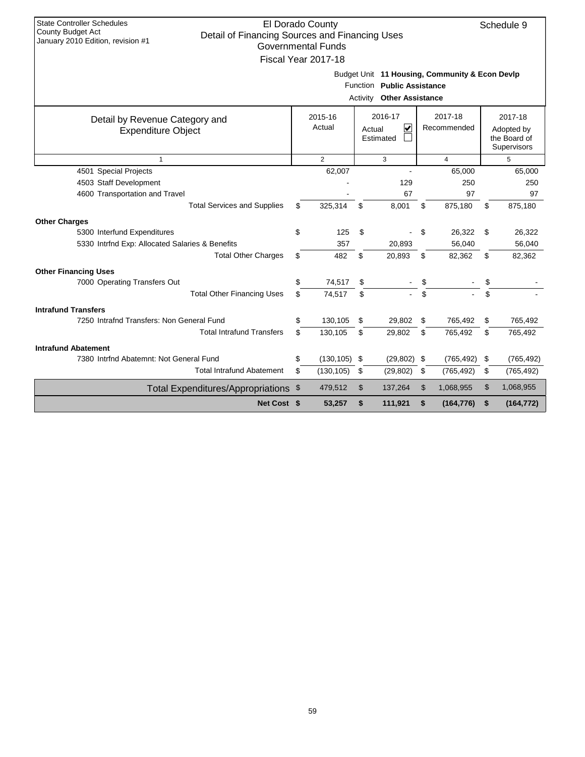State Controller Schedules
County Budget Act
January 2010 Edition, revision #1

# El Dorado County
## Detail of Financing Sources and Financing Uses
### Governmental Funds
### Fiscal Year 2017-18

Schedule 9

Budget Unit **11 Housing, Community & Econ Devlp**
Function **Public Assistance**
Activity **Other Assistance**

| Detail by Revenue Category and Expenditure Object | 2015-16 Actual | 2016-17 Actual ☑ Estimated ☐ | 2017-18 Recommended | 2017-18 Adopted by the Board of Supervisors |
|---|---|---|---|---|
| 1 | 2 | 3 | 4 | 5 |
| 4501 Special Projects | 62,007 | - | 65,000 | 65,000 |
| 4503 Staff Development | - | 129 | 250 | 250 |
| 4600 Transportation and Travel | - | 67 | 97 | 97 |
| Total Services and Supplies | $ 325,314 | $ 8,001 | $ 875,180 | $ 875,180 |
| **Other Charges** | | | | |
| 5300 Interfund Expenditures | $ 125 | $ - | $ 26,322 | $ 26,322 |
| 5330 Intrfnd Exp: Allocated Salaries & Benefits | 357 | 20,893 | 56,040 | 56,040 |
| Total Other Charges | $ 482 | $ 20,893 | $ 82,362 | $ 82,362 |
| **Other Financing Uses** | | | | |
| 7000 Operating Transfers Out | $ 74,517 | $ - | $ - | $ - |
| Total Other Financing Uses | $ 74,517 | $ - | $ - | $ - |
| **Intrafund Transfers** | | | | |
| 7250 Intrafnd Transfers: Non General Fund | $ 130,105 | $ 29,802 | $ 765,492 | $ 765,492 |
| Total Intrafund Transfers | $ 130,105 | $ 29,802 | $ 765,492 | $ 765,492 |
| **Intrafund Abatement** | | | | |
| 7380 Intrfnd Abatemnt: Not General Fund | $ (130,105) | $ (29,802) | $ (765,492) | $ (765,492) |
| Total Intrafund Abatement | $ (130,105) | $ (29,802) | $ (765,492) | $ (765,492) |
| Total Expenditures/Appropriations | $ 479,512 | $ 137,264 | $ 1,068,955 | $ 1,068,955 |
| **Net Cost** | **$ 53,257** | **$ 111,921** | **$ (164,776)** | **$ (164,772)** |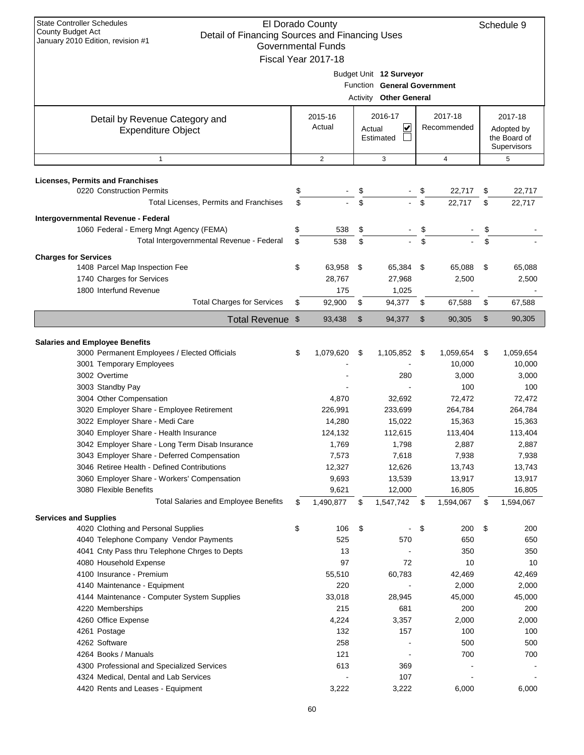State Controller Schedules
County Budget Act
January 2010 Edition, revision #1

# El Dorado County
## Detail of Financing Sources and Financing Uses
### Governmental Funds
### Fiscal Year 2017-18

Schedule 9

Budget Unit **12 Surveyor**
Function **General Government**
Activity **Other General**

| Detail by Revenue Category and Expenditure Object | 2015-16 Actual | 2016-17 Actual ☑ Estimated ☐ | 2017-18 Recommended | 2017-18 Adopted by the Board of Supervisors |
|---|---|---|---|---|
| 1 | 2 | 3 | 4 | 5 |
| **Licenses, Permits and Franchises** | | | | |
| 0220 Construction Permits | $ - | $ - | $ 22,717 | $ 22,717 |
| Total Licenses, Permits and Franchises | $ - | $ - | $ 22,717 | $ 22,717 |
| **Intergovernmental Revenue - Federal** | | | | |
| 1060 Federal - Emerg Mngt Agency (FEMA) | $ 538 | $ - | $ - | $ - |
| Total Intergovernmental Revenue - Federal | $ 538 | $ - | $ - | $ - |
| **Charges for Services** | | | | |
| 1408 Parcel Map Inspection Fee | $ 63,958 | $ 65,384 | $ 65,088 | $ 65,088 |
| 1740 Charges for Services | 28,767 | 27,968 | 2,500 | 2,500 |
| 1800 Interfund Revenue | 175 | 1,025 | - | - |
| Total Charges for Services | $ 92,900 | $ 94,377 | $ 67,588 | $ 67,588 |
| **Total Revenue** | $ 93,438 | $ 94,377 | $ 90,305 | $ 90,305 |
| **Salaries and Employee Benefits** | | | | |
| 3000 Permanent Employees / Elected Officials | $ 1,079,620 | $ 1,105,852 | $ 1,059,654 | $ 1,059,654 |
| 3001 Temporary Employees | - | - | 10,000 | 10,000 |
| 3002 Overtime | - | 280 | 3,000 | 3,000 |
| 3003 Standby Pay | - | - | 100 | 100 |
| 3004 Other Compensation | 4,870 | 32,692 | 72,472 | 72,472 |
| 3020 Employer Share - Employee Retirement | 226,991 | 233,699 | 264,784 | 264,784 |
| 3022 Employer Share - Medi Care | 14,280 | 15,022 | 15,363 | 15,363 |
| 3040 Employer Share - Health Insurance | 124,132 | 112,615 | 113,404 | 113,404 |
| 3042 Employer Share - Long Term Disab Insurance | 1,769 | 1,798 | 2,887 | 2,887 |
| 3043 Employer Share - Deferred Compensation | 7,573 | 7,618 | 7,938 | 7,938 |
| 3046 Retiree Health - Defined Contributions | 12,327 | 12,626 | 13,743 | 13,743 |
| 3060 Employer Share - Workers' Compensation | 9,693 | 13,539 | 13,917 | 13,917 |
| 3080 Flexible Benefits | 9,621 | 12,000 | 16,805 | 16,805 |
| Total Salaries and Employee Benefits | $ 1,490,877 | $ 1,547,742 | $ 1,594,067 | $ 1,594,067 |
| **Services and Supplies** | | | | |
| 4020 Clothing and Personal Supplies | $ 106 | $ - | $ 200 | $ 200 |
| 4040 Telephone Company Vendor Payments | 525 | 570 | 650 | 650 |
| 4041 Cnty Pass thru Telephone Chrges to Depts | 13 | - | 350 | 350 |
| 4080 Household Expense | 97 | 72 | 10 | 10 |
| 4100 Insurance - Premium | 55,510 | 60,783 | 42,469 | 42,469 |
| 4140 Maintenance - Equipment | 220 | - | 2,000 | 2,000 |
| 4144 Maintenance - Computer System Supplies | 33,018 | 28,945 | 45,000 | 45,000 |
| 4220 Memberships | 215 | 681 | 200 | 200 |
| 4260 Office Expense | 4,224 | 3,357 | 2,000 | 2,000 |
| 4261 Postage | 132 | 157 | 100 | 100 |
| 4262 Software | 258 | - | 500 | 500 |
| 4264 Books / Manuals | 121 | - | 700 | 700 |
| 4300 Professional and Specialized Services | 613 | 369 | - | - |
| 4324 Medical, Dental and Lab Services | - | 107 | - | - |
| 4420 Rents and Leases - Equipment | 3,222 | 3,222 | 6,000 | 6,000 |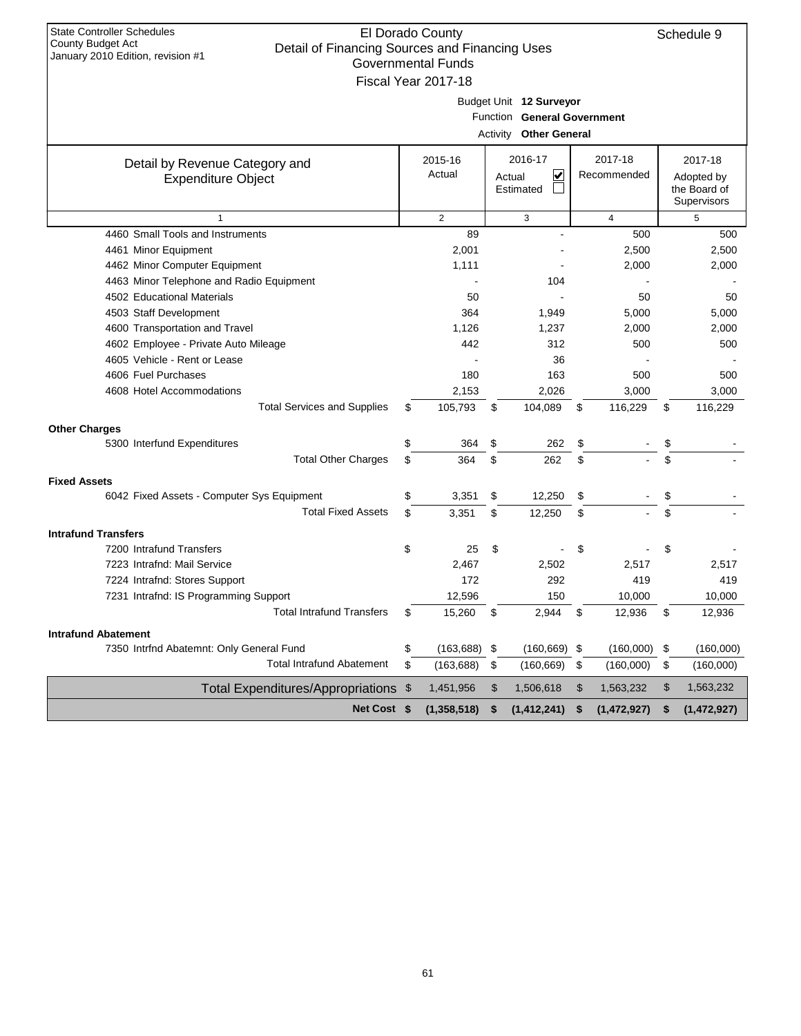State Controller Schedules
County Budget Act
January 2010 Edition, revision #1

# El Dorado County
## Detail of Financing Sources and Financing Uses
### Governmental Funds
### Fiscal Year 2017-18

Schedule 9

Budget Unit **12 Surveyor**
Function **General Government**
Activity **Other General**

| Detail by Revenue Category and Expenditure Object | 2015-16 Actual | 2016-17 Actual ☑ Estimated ☐ | 2017-18 Recommended | 2017-18 Adopted by the Board of Supervisors |
|---|---|---|---|---|
| 1 | 2 | 3 | 4 | 5 |
| 4460 Small Tools and Instruments | 89 | - | 500 | 500 |
| 4461 Minor Equipment | 2,001 | - | 2,500 | 2,500 |
| 4462 Minor Computer Equipment | 1,111 | - | 2,000 | 2,000 |
| 4463 Minor Telephone and Radio Equipment | - | 104 | - | - |
| 4502 Educational Materials | 50 | - | 50 | 50 |
| 4503 Staff Development | 364 | 1,949 | 5,000 | 5,000 |
| 4600 Transportation and Travel | 1,126 | 1,237 | 2,000 | 2,000 |
| 4602 Employee - Private Auto Mileage | 442 | 312 | 500 | 500 |
| 4605 Vehicle - Rent or Lease | - | 36 | - | - |
| 4606 Fuel Purchases | 180 | 163 | 500 | 500 |
| 4608 Hotel Accommodations | 2,153 | 2,026 | 3,000 | 3,000 |
| Total Services and Supplies | $ 105,793 | $ 104,089 | $ 116,229 | $ 116,229 |
| **Other Charges** | | | | |
| 5300 Interfund Expenditures | $ 364 | $ 262 | $ - | $ - |
| Total Other Charges | $ 364 | $ 262 | $ - | $ - |
| **Fixed Assets** | | | | |
| 6042 Fixed Assets - Computer Sys Equipment | $ 3,351 | $ 12,250 | $ - | $ - |
| Total Fixed Assets | $ 3,351 | $ 12,250 | $ - | $ - |
| **Intrafund Transfers** | | | | |
| 7200 Intrafund Transfers | $ 25 | $ - | $ - | $ - |
| 7223 Intrafnd: Mail Service | 2,467 | 2,502 | 2,517 | 2,517 |
| 7224 Intrafnd: Stores Support | 172 | 292 | 419 | 419 |
| 7231 Intrafnd: IS Programming Support | 12,596 | 150 | 10,000 | 10,000 |
| Total Intrafund Transfers | $ 15,260 | $ 2,944 | $ 12,936 | $ 12,936 |
| **Intrafund Abatement** | | | | |
| 7350 Intrfnd Abatemnt: Only General Fund | $ (163,688) | $ (160,669) | $ (160,000) | $ (160,000) |
| Total Intrafund Abatement | $ (163,688) | $ (160,669) | $ (160,000) | $ (160,000) |
| Total Expenditures/Appropriations | $ 1,451,956 | $ 1,506,618 | $ 1,563,232 | $ 1,563,232 |
| **Net Cost** | **$ (1,358,518)** | **$ (1,412,241)** | **$ (1,472,927)** | **$ (1,472,927)** |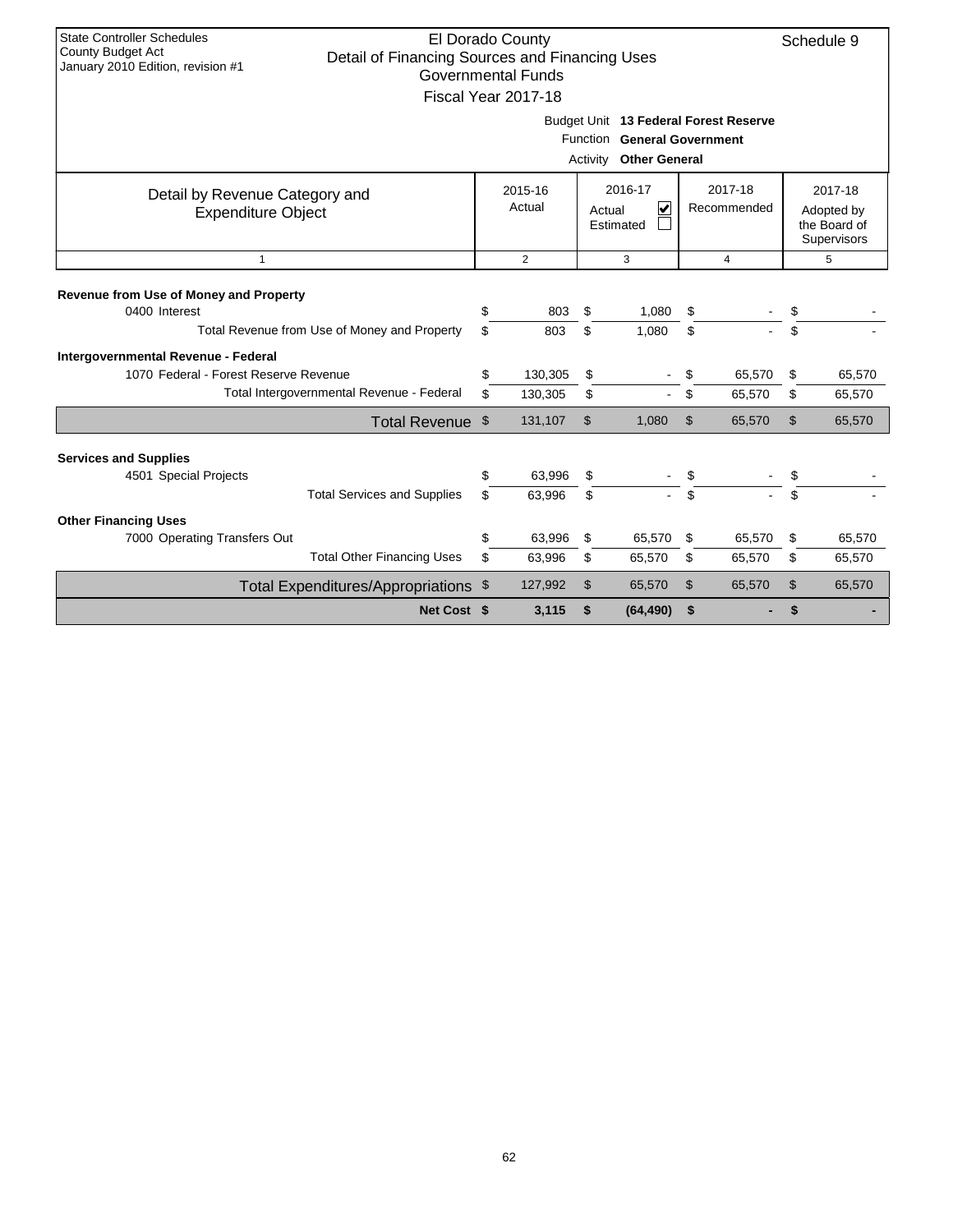State Controller Schedules
County Budget Act
January 2010 Edition, revision #1

# El Dorado County
## Detail of Financing Sources and Financing Uses
### Governmental Funds
### Fiscal Year 2017-18

Schedule 9

Budget Unit **13 Federal Forest Reserve**
Function **General Government**
Activity **Other General**

| Detail by Revenue Category and Expenditure Object | 2015-16 Actual | 2016-17 Actual ☑ Estimated ☐ | 2017-18 Recommended | 2017-18 Adopted by the Board of Supervisors |
|---|---|---|---|---|
| 1 | 2 | 3 | 4 | 5 |
| **Revenue from Use of Money and Property** | | | | |
| 0400 Interest | $ 803 | $ 1,080 | $ - | $ - |
| Total Revenue from Use of Money and Property | $ 803 | $ 1,080 | $ - | $ - |
| **Intergovernmental Revenue - Federal** | | | | |
| 1070 Federal - Forest Reserve Revenue | $ 130,305 | $ - | $ 65,570 | $ 65,570 |
| Total Intergovernmental Revenue - Federal | $ 130,305 | $ - | $ 65,570 | $ 65,570 |
| Total Revenue | $ 131,107 | $ 1,080 | $ 65,570 | $ 65,570 |
| **Services and Supplies** | | | | |
| 4501 Special Projects | $ 63,996 | $ - | $ - | $ - |
| Total Services and Supplies | $ 63,996 | $ - | $ - | $ - |
| **Other Financing Uses** | | | | |
| 7000 Operating Transfers Out | $ 63,996 | $ 65,570 | $ 65,570 | $ 65,570 |
| Total Other Financing Uses | $ 63,996 | $ 65,570 | $ 65,570 | $ 65,570 |
| Total Expenditures/Appropriations | $ 127,992 | $ 65,570 | $ 65,570 | $ 65,570 |
| **Net Cost** | **$ 3,115** | **$ (64,490)** | **$ -** | **$ -** |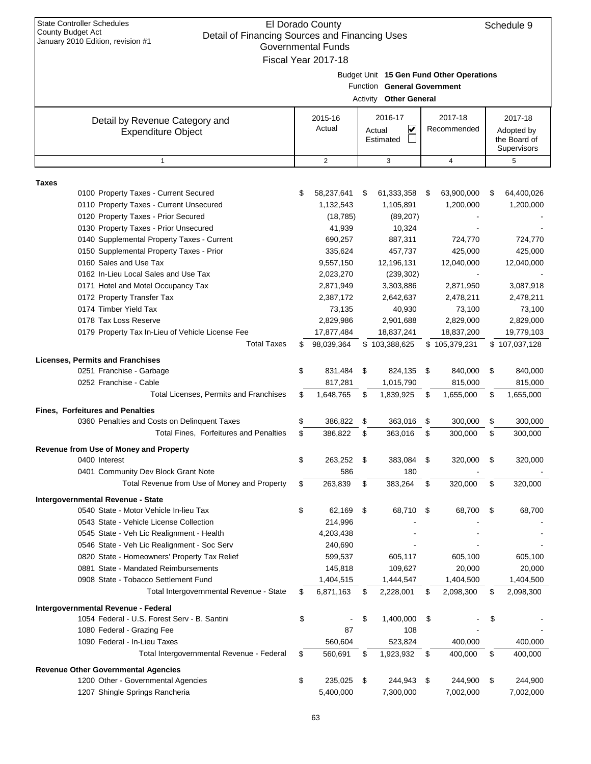State Controller Schedules
County Budget Act
January 2010 Edition, revision #1

# El Dorado County
## Detail of Financing Sources and Financing Uses
### Governmental Funds
### Fiscal Year 2017-18

Schedule 9

Budget Unit **15 Gen Fund Other Operations**
Function **General Government**
Activity **Other General**

| Detail by Revenue Category and Expenditure Object | 2015-16 Actual | 2016-17 Actual ☑ Estimated ☐ | 2017-18 Recommended | 2017-18 Adopted by the Board of Supervisors |
|---|---|---|---|---|
| 1 | 2 | 3 | 4 | 5 |
| **Taxes** | | | | |
| 0100 Property Taxes - Current Secured | $ 58,237,641 | $ 61,333,358 | $ 63,900,000 | $ 64,400,026 |
| 0110 Property Taxes - Current Unsecured | 1,132,543 | 1,105,891 | 1,200,000 | 1,200,000 |
| 0120 Property Taxes - Prior Secured | (18,785) | (89,207) | - | - |
| 0130 Property Taxes - Prior Unsecured | 41,939 | 10,324 | - | - |
| 0140 Supplemental Property Taxes - Current | 690,257 | 887,311 | 724,770 | 724,770 |
| 0150 Supplemental Property Taxes - Prior | 335,624 | 457,737 | 425,000 | 425,000 |
| 0160 Sales and Use Tax | 9,557,150 | 12,196,131 | 12,040,000 | 12,040,000 |
| 0162 In-Lieu Local Sales and Use Tax | 2,023,270 | (239,302) | - | - |
| 0171 Hotel and Motel Occupancy Tax | 2,871,949 | 3,303,886 | 2,871,950 | 3,087,918 |
| 0172 Property Transfer Tax | 2,387,172 | 2,642,637 | 2,478,211 | 2,478,211 |
| 0174 Timber Yield Tax | 73,135 | 40,930 | 73,100 | 73,100 |
| 0178 Tax Loss Reserve | 2,829,986 | 2,901,688 | 2,829,000 | 2,829,000 |
| 0179 Property Tax In-Lieu of Vehicle License Fee | 17,877,484 | 18,837,241 | 18,837,200 | 19,779,103 |
| Total Taxes | $ 98,039,364 | $ 103,388,625 | $ 105,379,231 | $ 107,037,128 |
| **Licenses, Permits and Franchises** | | | | |
| 0251 Franchise - Garbage | $ 831,484 | $ 824,135 | $ 840,000 | $ 840,000 |
| 0252 Franchise - Cable | 817,281 | 1,015,790 | 815,000 | 815,000 |
| Total Licenses, Permits and Franchises | $ 1,648,765 | $ 1,839,925 | $ 1,655,000 | $ 1,655,000 |
| **Fines, Forfeitures and Penalties** | | | | |
| 0360 Penalties and Costs on Delinquent Taxes | $ 386,822 | $ 363,016 | $ 300,000 | $ 300,000 |
| Total Fines, Forfeitures and Penalties | $ 386,822 | $ 363,016 | $ 300,000 | $ 300,000 |
| **Revenue from Use of Money and Property** | | | | |
| 0400 Interest | $ 263,252 | $ 383,084 | $ 320,000 | $ 320,000 |
| 0401 Community Dev Block Grant Note | 586 | 180 | - | - |
| Total Revenue from Use of Money and Property | $ 263,839 | $ 383,264 | $ 320,000 | $ 320,000 |
| **Intergovernmental Revenue - State** | | | | |
| 0540 State - Motor Vehicle In-lieu Tax | $ 62,169 | $ 68,710 | $ 68,700 | $ 68,700 |
| 0543 State - Vehicle License Collection | 214,996 | - | - | - |
| 0545 State - Veh Lic Realignment - Health | 4,203,438 | - | - | - |
| 0546 State - Veh Lic Realignment - Soc Serv | 240,690 | - | - | - |
| 0820 State - Homeowners' Property Tax Relief | 599,537 | 605,117 | 605,100 | 605,100 |
| 0881 State - Mandated Reimbursements | 145,818 | 109,627 | 20,000 | 20,000 |
| 0908 State - Tobacco Settlement Fund | 1,404,515 | 1,444,547 | 1,404,500 | 1,404,500 |
| Total Intergovernmental Revenue - State | $ 6,871,163 | $ 2,228,001 | $ 2,098,300 | $ 2,098,300 |
| **Intergovernmental Revenue - Federal** | | | | |
| 1054 Federal - U.S. Forest Serv - B. Santini | $ - | $ 1,400,000 | $ - | $ - |
| 1080 Federal - Grazing Fee | 87 | 108 | - | - |
| 1090 Federal - In-Lieu Taxes | 560,604 | 523,824 | 400,000 | 400,000 |
| Total Intergovernmental Revenue - Federal | $ 560,691 | $ 1,923,932 | $ 400,000 | $ 400,000 |
| **Revenue Other Governmental Agencies** | | | | |
| 1200 Other - Governmental Agencies | $ 235,025 | $ 244,943 | $ 244,900 | $ 244,900 |
| 1207 Shingle Springs Rancheria | 5,400,000 | 7,300,000 | 7,002,000 | 7,002,000 |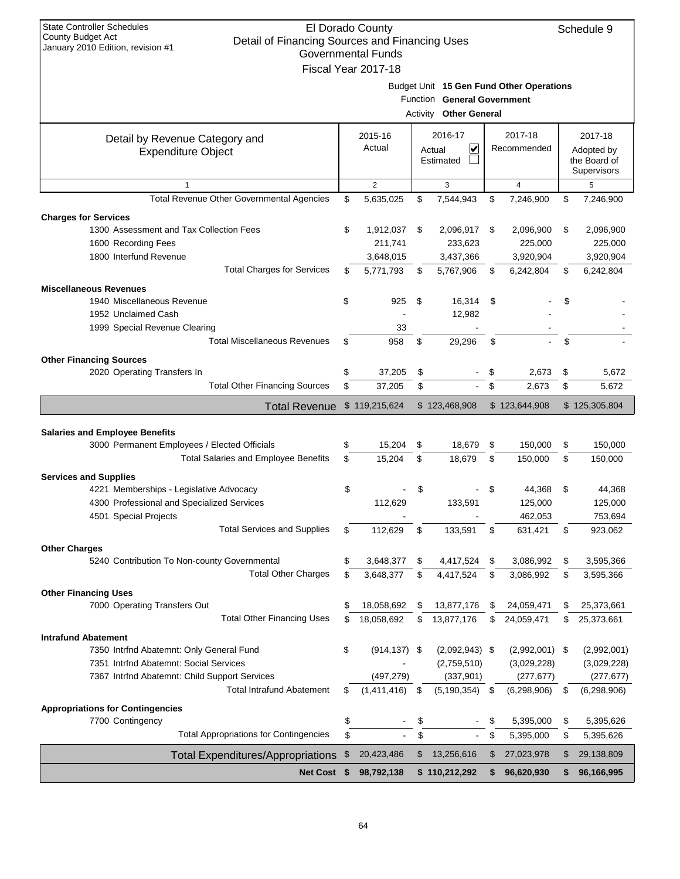State Controller Schedules
County Budget Act
January 2010 Edition, revision #1

# El Dorado County
## Detail of Financing Sources and Financing Uses
### Governmental Funds
### Fiscal Year 2017-18

Schedule 9

Budget Unit **15 Gen Fund Other Operations**
Function **General Government**
Activity **Other General**

| Detail by Revenue Category and Expenditure Object | 2015-16 Actual | 2016-17 Actual ☑ Estimated ☐ | 2017-18 Recommended | 2017-18 Adopted by the Board of Supervisors |
|---|---|---|---|---|
| 1 | 2 | 3 | 4 | 5 |
| Total Revenue Other Governmental Agencies | $ 5,635,025 | $ 7,544,943 | $ 7,246,900 | $ 7,246,900 |
| **Charges for Services** | | | | |
| 1300 Assessment and Tax Collection Fees | $ 1,912,037 | $ 2,096,917 | $ 2,096,900 | $ 2,096,900 |
| 1600 Recording Fees | 211,741 | 233,623 | 225,000 | 225,000 |
| 1800 Interfund Revenue | 3,648,015 | 3,437,366 | 3,920,904 | 3,920,904 |
| Total Charges for Services | $ 5,771,793 | $ 5,767,906 | $ 6,242,804 | $ 6,242,804 |
| **Miscellaneous Revenues** | | | | |
| 1940 Miscellaneous Revenue | $ 925 | $ 16,314 | $ - | $ - |
| 1952 Unclaimed Cash | - | 12,982 | - | - |
| 1999 Special Revenue Clearing | 33 | - | - | - |
| Total Miscellaneous Revenues | $ 958 | $ 29,296 | $ - | $ - |
| **Other Financing Sources** | | | | |
| 2020 Operating Transfers In | $ 37,205 | $ - | $ 2,673 | $ 5,672 |
| Total Other Financing Sources | $ 37,205 | $ - | $ 2,673 | $ 5,672 |
| **Total Revenue** | $ 119,215,624 | $ 123,468,908 | $ 123,644,908 | $ 125,305,804 |
| **Salaries and Employee Benefits** | | | | |
| 3000 Permanent Employees / Elected Officials | $ 15,204 | $ 18,679 | $ 150,000 | $ 150,000 |
| Total Salaries and Employee Benefits | $ 15,204 | $ 18,679 | $ 150,000 | $ 150,000 |
| **Services and Supplies** | | | | |
| 4221 Memberships - Legislative Advocacy | $ - | $ - | $ 44,368 | $ 44,368 |
| 4300 Professional and Specialized Services | 112,629 | 133,591 | 125,000 | 125,000 |
| 4501 Special Projects | - | - | 462,053 | 753,694 |
| Total Services and Supplies | $ 112,629 | $ 133,591 | $ 631,421 | $ 923,062 |
| **Other Charges** | | | | |
| 5240 Contribution To Non-county Governmental | $ 3,648,377 | $ 4,417,524 | $ 3,086,992 | $ 3,595,366 |
| Total Other Charges | $ 3,648,377 | $ 4,417,524 | $ 3,086,992 | $ 3,595,366 |
| **Other Financing Uses** | | | | |
| 7000 Operating Transfers Out | $ 18,058,692 | $ 13,877,176 | $ 24,059,471 | $ 25,373,661 |
| Total Other Financing Uses | $ 18,058,692 | $ 13,877,176 | $ 24,059,471 | $ 25,373,661 |
| **Intrafund Abatement** | | | | |
| 7350 Intrfnd Abatemnt: Only General Fund | $ (914,137) | $ (2,092,943) | $ (2,992,001) | $ (2,992,001) |
| 7351 Intrfnd Abatemnt: Social Services | - | (2,759,510) | (3,029,228) | (3,029,228) |
| 7367 Intrfnd Abatemnt: Child Support Services | (497,279) | (337,901) | (277,677) | (277,677) |
| Total Intrafund Abatement | $ (1,411,416) | $ (5,190,354) | $ (6,298,906) | $ (6,298,906) |
| **Appropriations for Contingencies** | | | | |
| 7700 Contingency | $ - | $ - | $ 5,395,000 | $ 5,395,626 |
| Total Appropriations for Contingencies | $ - | $ - | $ 5,395,000 | $ 5,395,626 |
| **Total Expenditures/Appropriations** | $ 20,423,486 | $ 13,256,616 | $ 27,023,978 | $ 29,138,809 |
| **Net Cost** | **$ 98,792,138** | **$ 110,212,292** | **$ 96,620,930** | **$ 96,166,995** |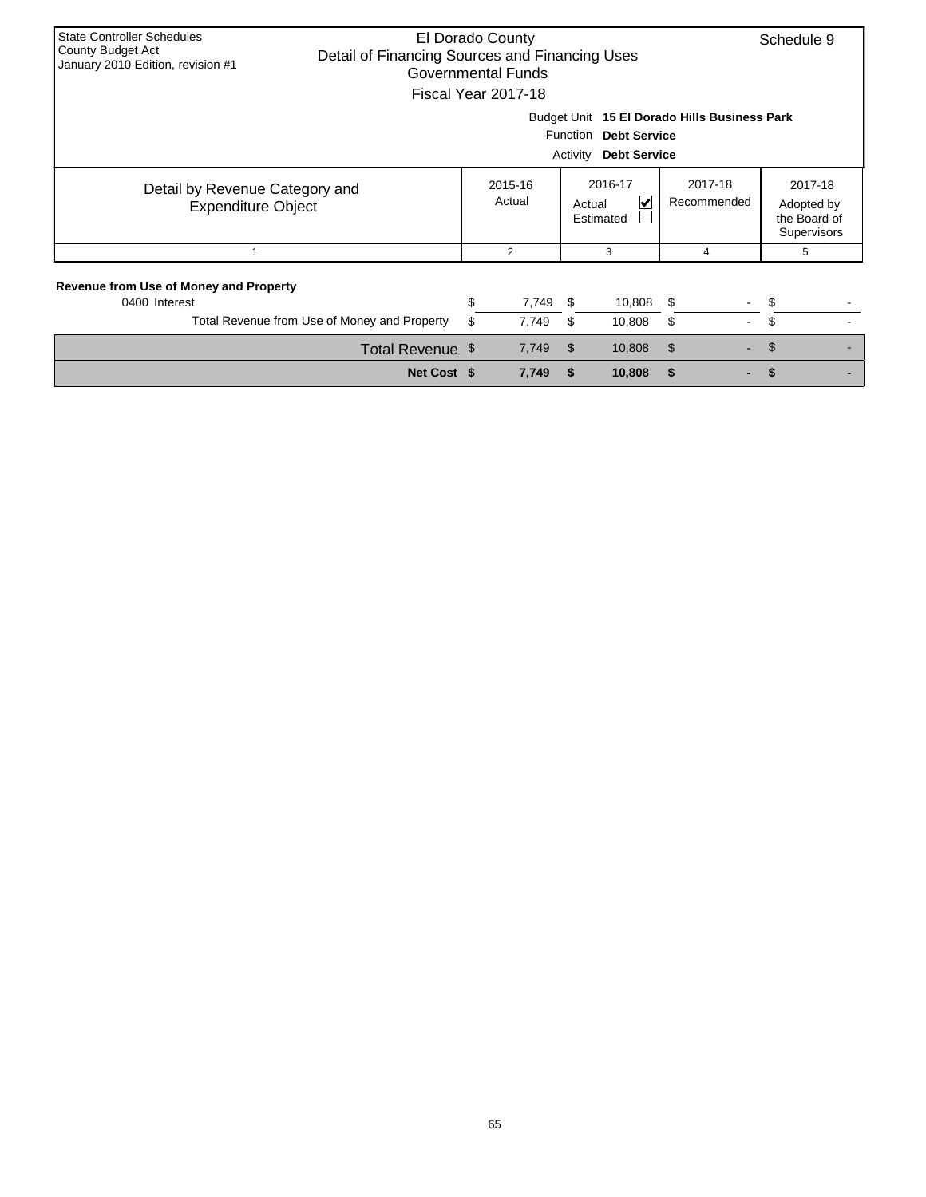State Controller Schedules
County Budget Act
January 2010 Edition, revision #1

# El Dorado County
## Detail of Financing Sources and Financing Uses
### Governmental Funds
### Fiscal Year 2017-18

Schedule 9

Budget Unit **15 El Dorado Hills Business Park**
Function **Debt Service**
Activity **Debt Service**

| Detail by Revenue Category and Expenditure Object | 2015-16 Actual | 2016-17 Actual ☑ Estimated ☐ | 2017-18 Recommended | 2017-18 Adopted by the Board of Supervisors |
|---|---|---|---|---|
| 1 | 2 | 3 | 4 | 5 |
| **Revenue from Use of Money and Property** | | | | |
| 0400 Interest | $ 7,749 | $ 10,808 | $ - | $ - |
| Total Revenue from Use of Money and Property | $ 7,749 | $ 10,808 | $ - | $ - |
| Total Revenue | $ 7,749 | $ 10,808 | $ - | $ - |
| **Net Cost** | **$ 7,749** | **$ 10,808** | **$ -** | **$ -** |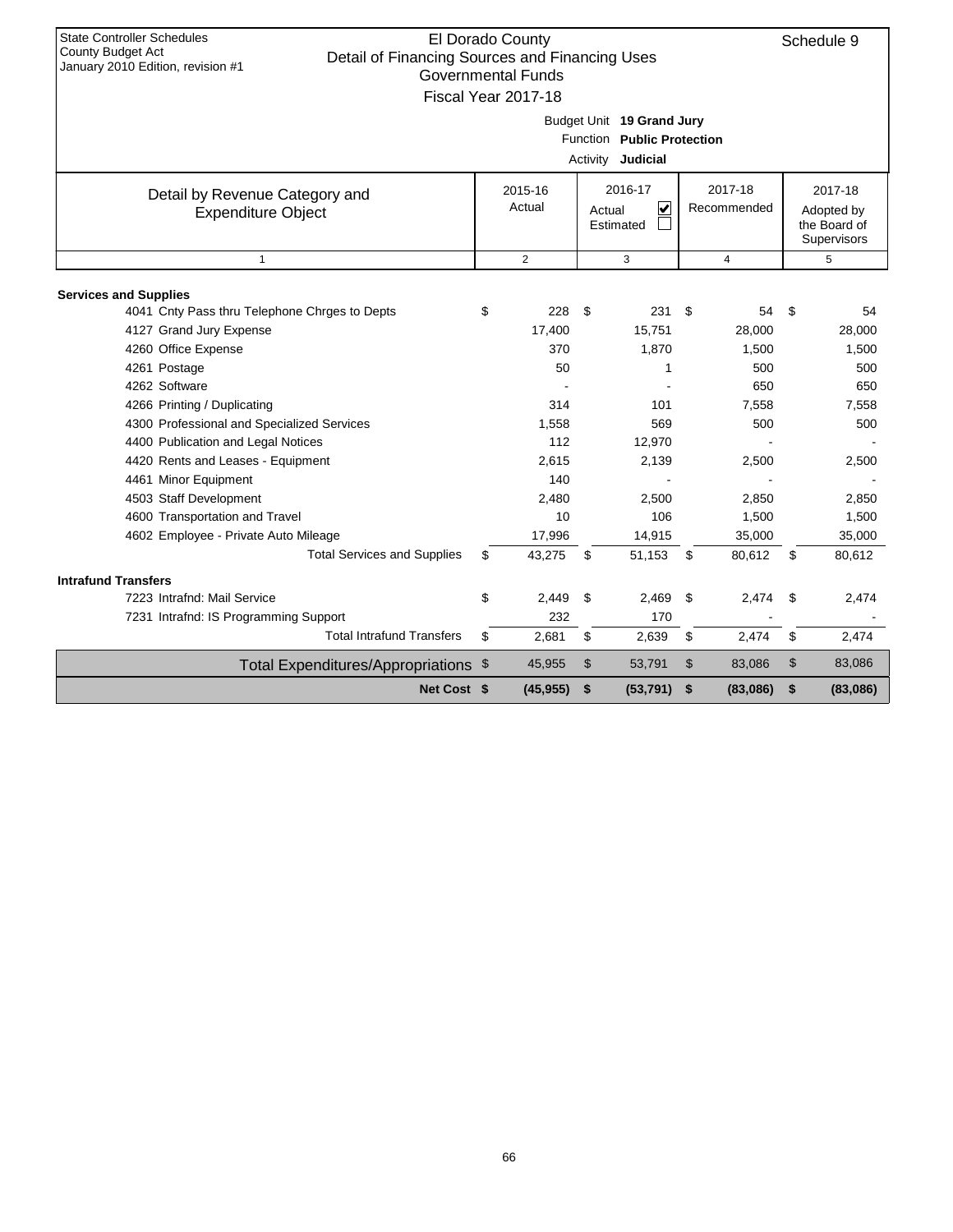State Controller Schedules
County Budget Act
January 2010 Edition, revision #1

# El Dorado County
## Detail of Financing Sources and Financing Uses
### Governmental Funds
### Fiscal Year 2017-18

Schedule 9

Budget Unit **19 Grand Jury**
Function **Public Protection**
Activity **Judicial**

| Detail by Revenue Category and Expenditure Object | 2015-16 Actual | 2016-17 Actual ☑ Estimated ☐ | 2017-18 Recommended | 2017-18 Adopted by the Board of Supervisors |
|---|---|---|---|---|
| 1 | 2 | 3 | 4 | 5 |
| **Services and Supplies** | | | | |
| 4041 Cnty Pass thru Telephone Chrges to Depts | $ 228 | $ 231 | $ 54 | $ 54 |
| 4127 Grand Jury Expense | 17,400 | 15,751 | 28,000 | 28,000 |
| 4260 Office Expense | 370 | 1,870 | 1,500 | 1,500 |
| 4261 Postage | 50 | 1 | 500 | 500 |
| 4262 Software | - | - | 650 | 650 |
| 4266 Printing / Duplicating | 314 | 101 | 7,558 | 7,558 |
| 4300 Professional and Specialized Services | 1,558 | 569 | 500 | 500 |
| 4400 Publication and Legal Notices | 112 | 12,970 | - | - |
| 4420 Rents and Leases - Equipment | 2,615 | 2,139 | 2,500 | 2,500 |
| 4461 Minor Equipment | 140 | - | - | - |
| 4503 Staff Development | 2,480 | 2,500 | 2,850 | 2,850 |
| 4600 Transportation and Travel | 10 | 106 | 1,500 | 1,500 |
| 4602 Employee - Private Auto Mileage | 17,996 | 14,915 | 35,000 | 35,000 |
| Total Services and Supplies | $ 43,275 | $ 51,153 | $ 80,612 | $ 80,612 |
| **Intrafund Transfers** | | | | |
| 7223 Intrafnd: Mail Service | $ 2,449 | $ 2,469 | $ 2,474 | $ 2,474 |
| 7231 Intrafnd: IS Programming Support | 232 | 170 | - | - |
| Total Intrafund Transfers | $ 2,681 | $ 2,639 | $ 2,474 | $ 2,474 |
| Total Expenditures/Appropriations | $ 45,955 | $ 53,791 | $ 83,086 | $ 83,086 |
| **Net Cost** | **$ (45,955)** | **$ (53,791)** | **$ (83,086)** | **$ (83,086)** |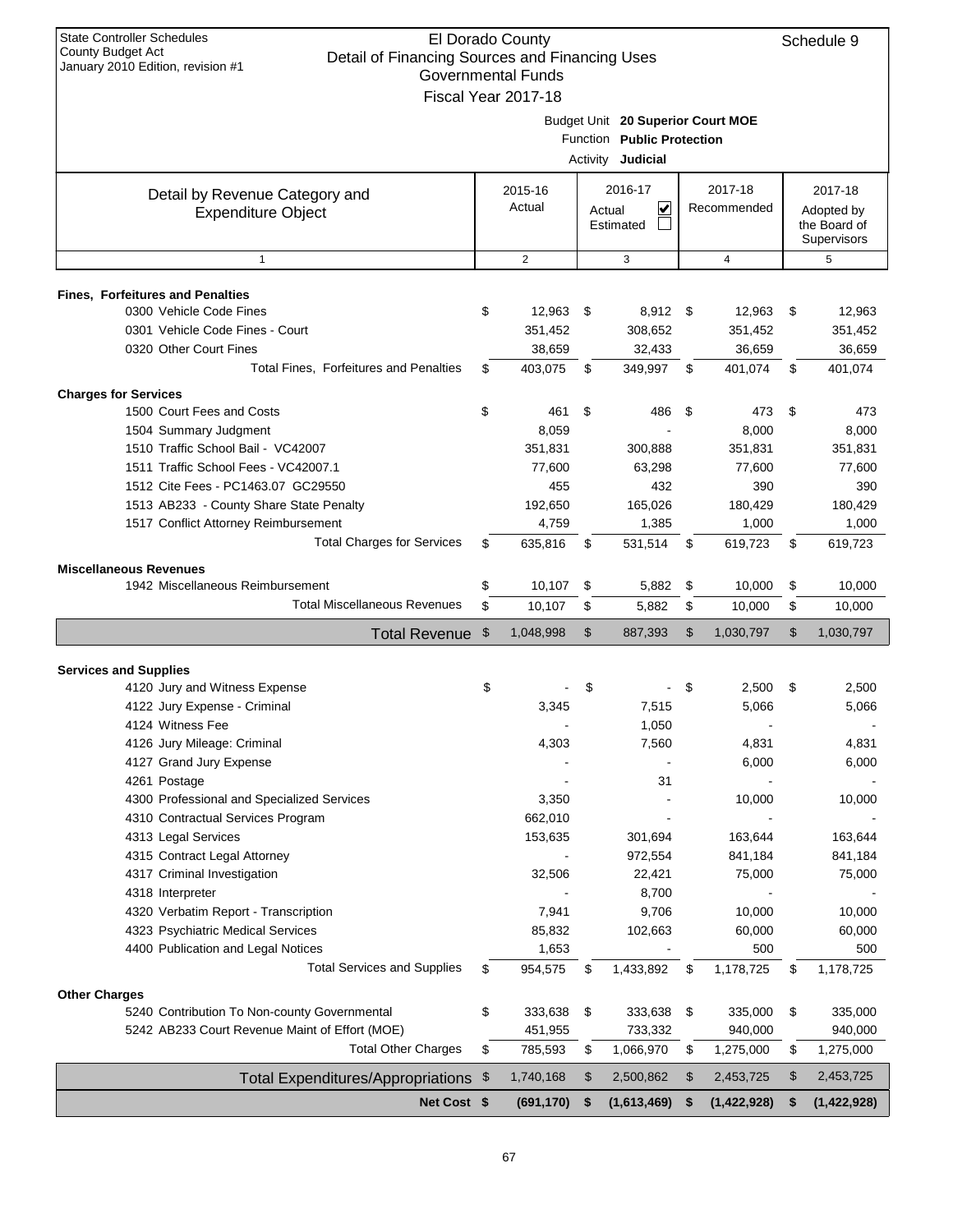State Controller Schedules
County Budget Act
January 2010 Edition, revision #1

# El Dorado County
## Detail of Financing Sources and Financing Uses
### Governmental Funds
### Fiscal Year 2017-18

Schedule 9

Budget Unit **20 Superior Court MOE**
Function **Public Protection**
Activity **Judicial**

| Detail by Revenue Category and Expenditure Object | 2015-16 Actual | 2016-17 Actual ☑ Estimated ☐ | 2017-18 Recommended | 2017-18 Adopted by the Board of Supervisors |
|---|---|---|---|---|
| 1 | 2 | 3 | 4 | 5 |
| **Fines, Forfeitures and Penalties** | | | | |
| 0300 Vehicle Code Fines | $ 12,963 | $ 8,912 | $ 12,963 | $ 12,963 |
| 0301 Vehicle Code Fines - Court | 351,452 | 308,652 | 351,452 | 351,452 |
| 0320 Other Court Fines | 38,659 | 32,433 | 36,659 | 36,659 |
| Total Fines, Forfeitures and Penalties | $ 403,075 | $ 349,997 | $ 401,074 | $ 401,074 |
| **Charges for Services** | | | | |
| 1500 Court Fees and Costs | $ 461 | $ 486 | $ 473 | $ 473 |
| 1504 Summary Judgment | 8,059 | - | 8,000 | 8,000 |
| 1510 Traffic School Bail - VC42007 | 351,831 | 300,888 | 351,831 | 351,831 |
| 1511 Traffic School Fees - VC42007.1 | 77,600 | 63,298 | 77,600 | 77,600 |
| 1512 Cite Fees - PC1463.07 GC29550 | 455 | 432 | 390 | 390 |
| 1513 AB233 - County Share State Penalty | 192,650 | 165,026 | 180,429 | 180,429 |
| 1517 Conflict Attorney Reimbursement | 4,759 | 1,385 | 1,000 | 1,000 |
| Total Charges for Services | $ 635,816 | $ 531,514 | $ 619,723 | $ 619,723 |
| **Miscellaneous Revenues** | | | | |
| 1942 Miscellaneous Reimbursement | $ 10,107 | $ 5,882 | $ 10,000 | $ 10,000 |
| Total Miscellaneous Revenues | $ 10,107 | $ 5,882 | $ 10,000 | $ 10,000 |
| **Total Revenue** | $ 1,048,998 | $ 887,393 | $ 1,030,797 | $ 1,030,797 |
| **Services and Supplies** | | | | |
| 4120 Jury and Witness Expense | $ - | $ - | $ 2,500 | $ 2,500 |
| 4122 Jury Expense - Criminal | 3,345 | 7,515 | 5,066 | 5,066 |
| 4124 Witness Fee | - | 1,050 | - | - |
| 4126 Jury Mileage: Criminal | 4,303 | 7,560 | 4,831 | 4,831 |
| 4127 Grand Jury Expense | - | - | 6,000 | 6,000 |
| 4261 Postage | - | 31 | - | - |
| 4300 Professional and Specialized Services | 3,350 | - | 10,000 | 10,000 |
| 4310 Contractual Services Program | 662,010 | - | - | - |
| 4313 Legal Services | 153,635 | 301,694 | 163,644 | 163,644 |
| 4315 Contract Legal Attorney | - | 972,554 | 841,184 | 841,184 |
| 4317 Criminal Investigation | 32,506 | 22,421 | 75,000 | 75,000 |
| 4318 Interpreter | - | 8,700 | - | - |
| 4320 Verbatim Report - Transcription | 7,941 | 9,706 | 10,000 | 10,000 |
| 4323 Psychiatric Medical Services | 85,832 | 102,663 | 60,000 | 60,000 |
| 4400 Publication and Legal Notices | 1,653 | - | 500 | 500 |
| Total Services and Supplies | $ 954,575 | $ 1,433,892 | $ 1,178,725 | $ 1,178,725 |
| **Other Charges** | | | | |
| 5240 Contribution To Non-county Governmental | $ 333,638 | $ 333,638 | $ 335,000 | $ 335,000 |
| 5242 AB233 Court Revenue Maint of Effort (MOE) | 451,955 | 733,332 | 940,000 | 940,000 |
| Total Other Charges | $ 785,593 | $ 1,066,970 | $ 1,275,000 | $ 1,275,000 |
| **Total Expenditures/Appropriations** | $ 1,740,168 | $ 2,500,862 | $ 2,453,725 | $ 2,453,725 |
| **Net Cost** | **$ (691,170)** | **$ (1,613,469)** | **$ (1,422,928)** | **$ (1,422,928)** |